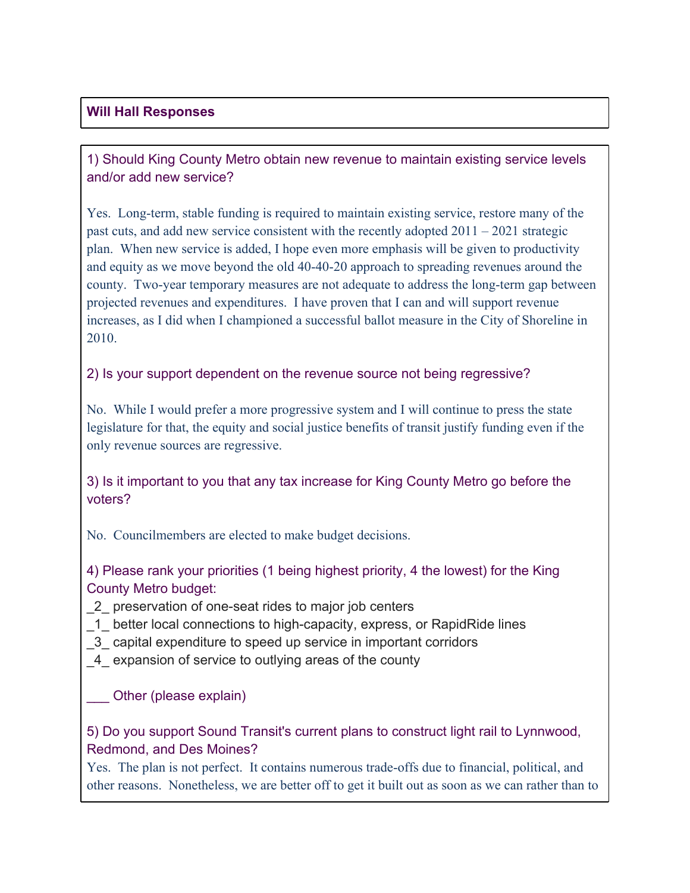**Will Hall Responses**

1) Should King County Metro obtain new revenue to maintain existing service levels and/or add new service?

Yes. Long-term, stable funding is required to maintain existing service, restore many of the past cuts, and add new service consistent with the recently adopted 2011 – 2021 strategic plan. When new service is added, I hope even more emphasis will be given to productivity and equity as we move beyond the old 40-40-20 approach to spreading revenues around the county. Two-year temporary measures are not adequate to address the long-term gap between projected revenues and expenditures. I have proven that I can and will support revenue increases, as I did when I championed a successful ballot measure in the City of Shoreline in 2010.

2) Is your support dependent on the revenue source not being regressive?

No. While I would prefer a more progressive system and I will continue to press the state legislature for that, the equity and social justice benefits of transit justify funding even if the only revenue sources are regressive.

3) Is it important to you that any tax increase for King County Metro go before the voters?

No. Councilmembers are elected to make budget decisions.

4) Please rank your priorities (1 being highest priority, 4 the lowest) for the King County Metro budget:

_2_ preservation of one-seat rides to major job centers
_1_ better local connections to high-capacity, express, or RapidRide lines
_3_ capital expenditure to speed up service in important corridors
_4_ expansion of service to outlying areas of the county

___ Other (please explain)

5) Do you support Sound Transit's current plans to construct light rail to Lynnwood, Redmond, and Des Moines?

Yes. The plan is not perfect. It contains numerous trade-offs due to financial, political, and other reasons. Nonetheless, we are better off to get it built out as soon as we can rather than to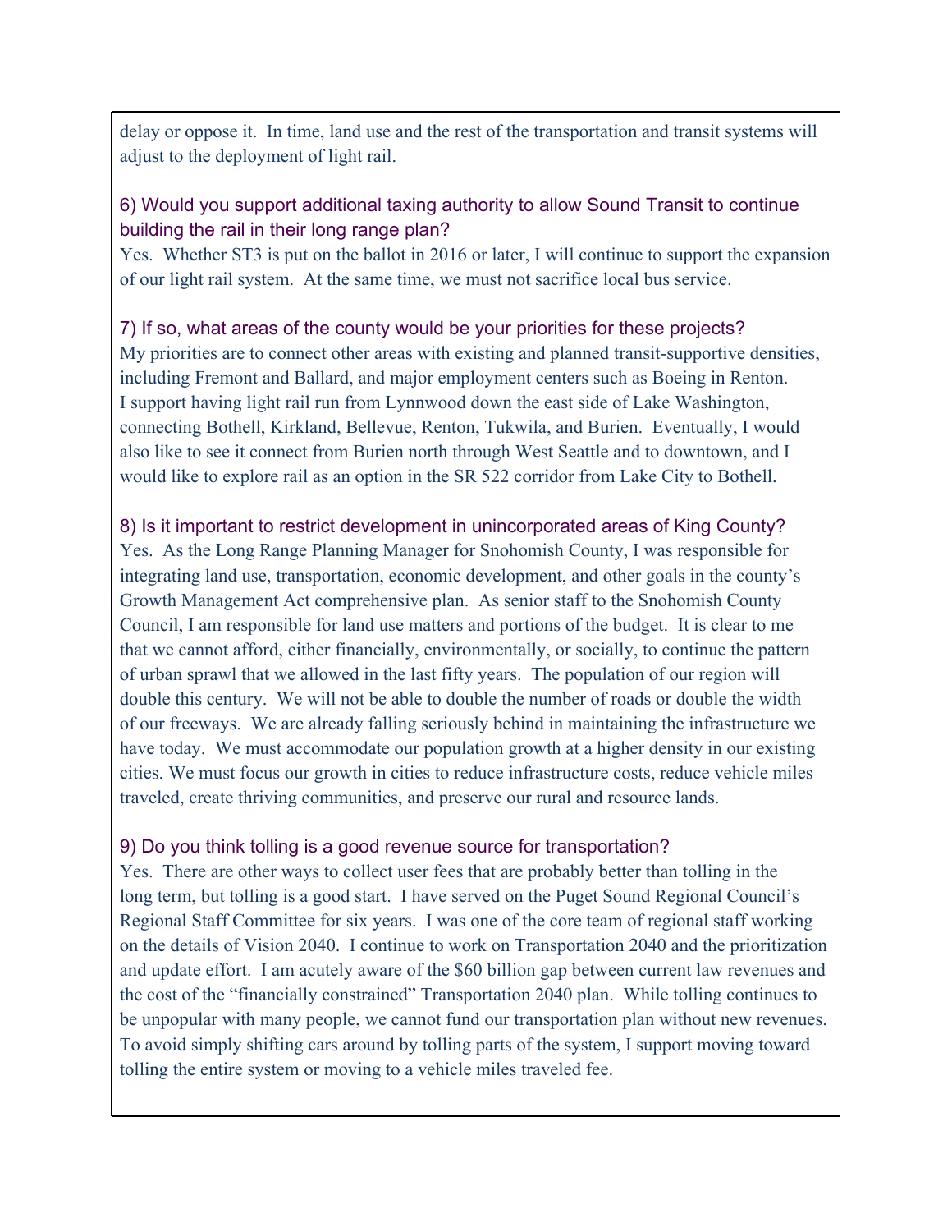delay or oppose it. In time, land use and the rest of the transportation and transit systems will adjust to the deployment of light rail.

6) Would you support additional taxing authority to allow Sound Transit to continue building the rail in their long range plan?

Yes. Whether ST3 is put on the ballot in 2016 or later, I will continue to support the expansion of our light rail system. At the same time, we must not sacrifice local bus service.

7) If so, what areas of the county would be your priorities for these projects?

My priorities are to connect other areas with existing and planned transit-supportive densities, including Fremont and Ballard, and major employment centers such as Boeing in Renton. I support having light rail run from Lynnwood down the east side of Lake Washington, connecting Bothell, Kirkland, Bellevue, Renton, Tukwila, and Burien. Eventually, I would also like to see it connect from Burien north through West Seattle and to downtown, and I would like to explore rail as an option in the SR 522 corridor from Lake City to Bothell.

8) Is it important to restrict development in unincorporated areas of King County?

Yes. As the Long Range Planning Manager for Snohomish County, I was responsible for integrating land use, transportation, economic development, and other goals in the county's Growth Management Act comprehensive plan. As senior staff to the Snohomish County Council, I am responsible for land use matters and portions of the budget. It is clear to me that we cannot afford, either financially, environmentally, or socially, to continue the pattern of urban sprawl that we allowed in the last fifty years. The population of our region will double this century. We will not be able to double the number of roads or double the width of our freeways. We are already falling seriously behind in maintaining the infrastructure we have today. We must accommodate our population growth at a higher density in our existing cities. We must focus our growth in cities to reduce infrastructure costs, reduce vehicle miles traveled, create thriving communities, and preserve our rural and resource lands.

9) Do you think tolling is a good revenue source for transportation?

Yes. There are other ways to collect user fees that are probably better than tolling in the long term, but tolling is a good start. I have served on the Puget Sound Regional Council's Regional Staff Committee for six years. I was one of the core team of regional staff working on the details of Vision 2040. I continue to work on Transportation 2040 and the prioritization and update effort. I am acutely aware of the $60 billion gap between current law revenues and the cost of the "financially constrained" Transportation 2040 plan. While tolling continues to be unpopular with many people, we cannot fund our transportation plan without new revenues. To avoid simply shifting cars around by tolling parts of the system, I support moving toward tolling the entire system or moving to a vehicle miles traveled fee.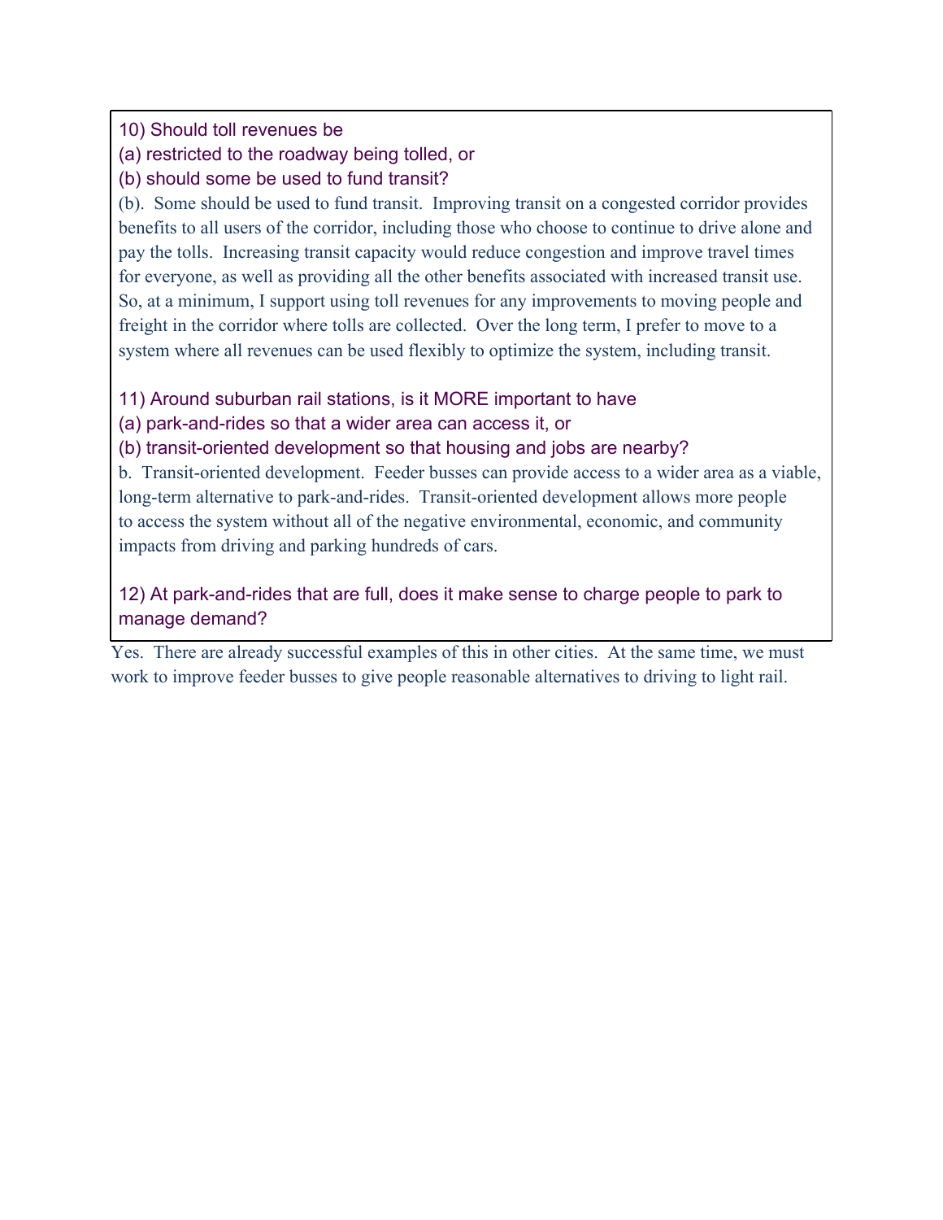10) Should toll revenues be
(a) restricted to the roadway being tolled, or
(b) should some be used to fund transit?

(b). Some should be used to fund transit. Improving transit on a congested corridor provides benefits to all users of the corridor, including those who choose to continue to drive alone and pay the tolls. Increasing transit capacity would reduce congestion and improve travel times for everyone, as well as providing all the other benefits associated with increased transit use. So, at a minimum, I support using toll revenues for any improvements to moving people and freight in the corridor where tolls are collected. Over the long term, I prefer to move to a system where all revenues can be used flexibly to optimize the system, including transit.

11) Around suburban rail stations, is it MORE important to have
(a) park-and-rides so that a wider area can access it, or
(b) transit-oriented development so that housing and jobs are nearby?

b. Transit-oriented development. Feeder busses can provide access to a wider area as a viable, long-term alternative to park-and-rides. Transit-oriented development allows more people to access the system without all of the negative environmental, economic, and community impacts from driving and parking hundreds of cars.

12) At park-and-rides that are full, does it make sense to charge people to park to manage demand?

Yes. There are already successful examples of this in other cities. At the same time, we must work to improve feeder busses to give people reasonable alternatives to driving to light rail.